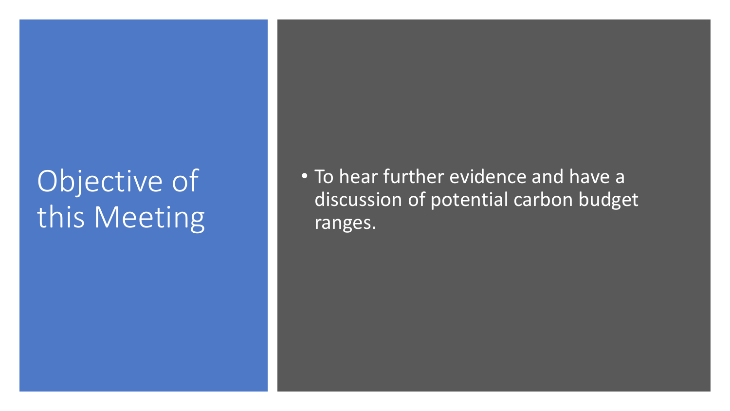# Objective of this Meeting

- To hear further evidence and have a discussion of potential carbon budget ranges.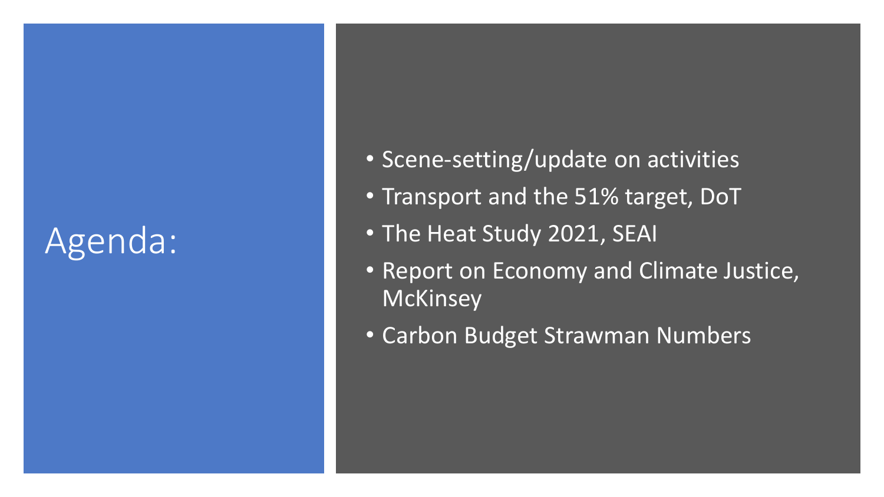# Agenda:

- Scene-setting/update on activities
- Transport and the 51% target, DoT
- The Heat Study 2021, SEAI
- Report on Economy and Climate Justice, McKinsey
- Carbon Budget Strawman Numbers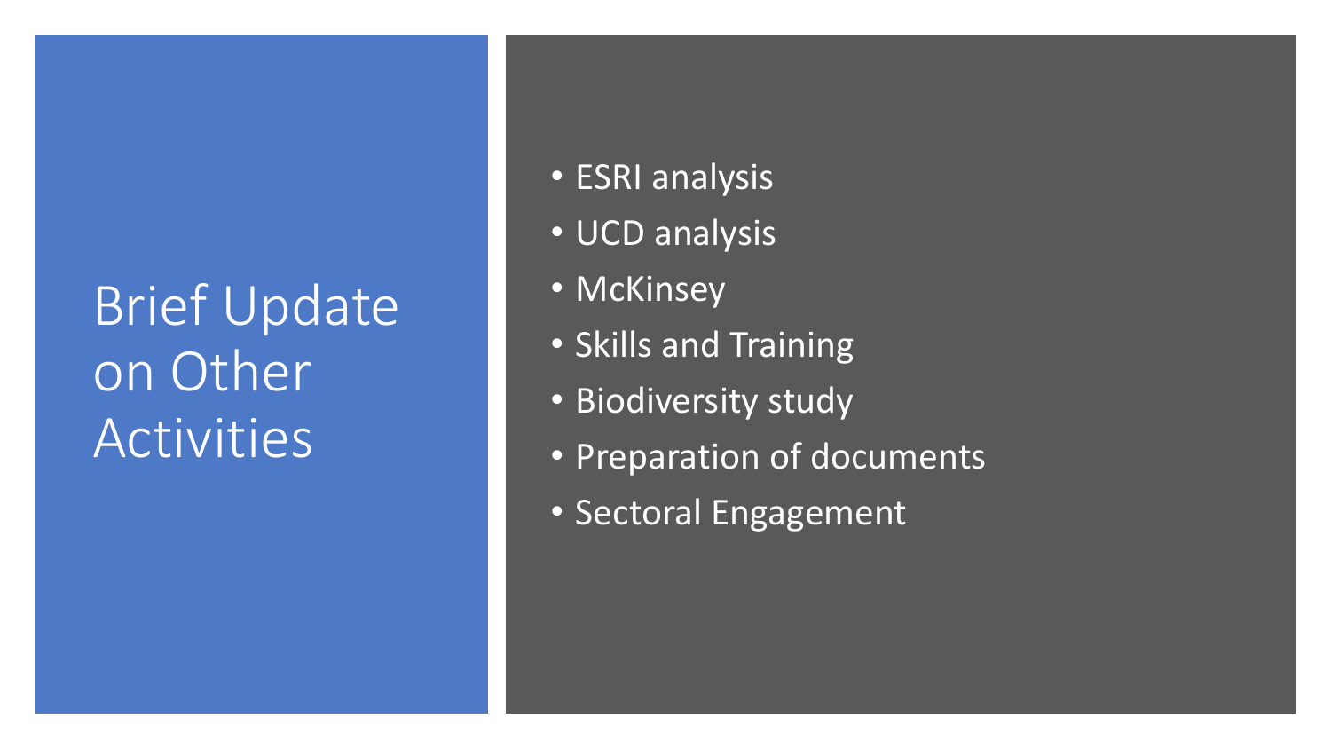# Brief Update on Other Activities

- ESRI analysis
- UCD analysis
- McKinsey
- Skills and Training
- Biodiversity study
- Preparation of documents
- Sectoral Engagement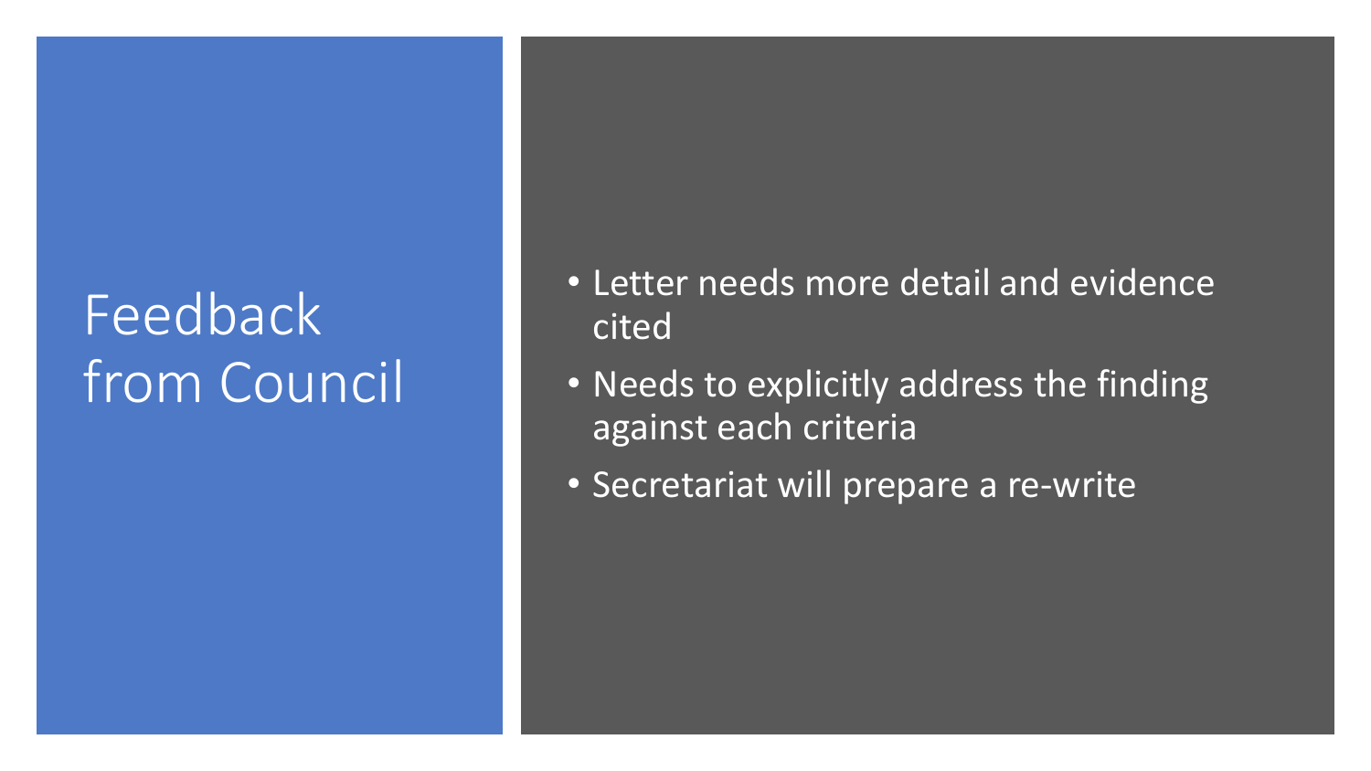# Feedback from Council

- Letter needs more detail and evidence cited
- Needs to explicitly address the finding against each criteria
- Secretariat will prepare a re-write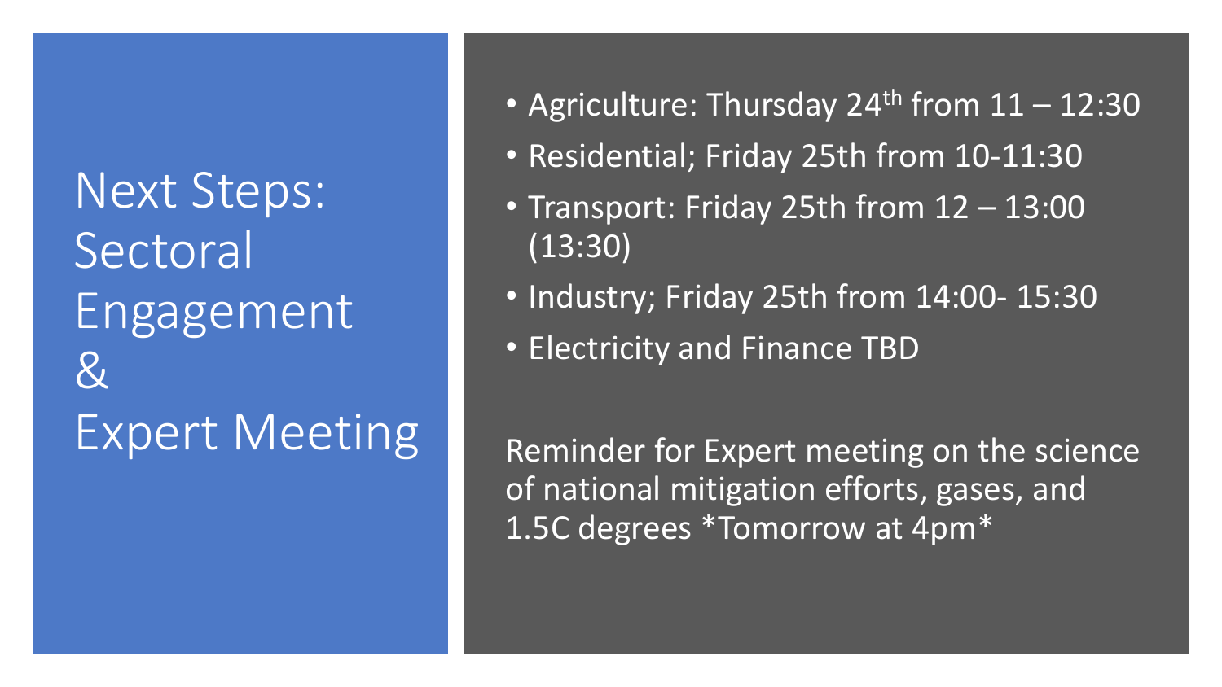# Next Steps: Sectoral Engagement & Expert Meeting

- Agriculture: Thursday 24th from 11 – 12:30
- Residential; Friday 25th from 10-11:30
- Transport: Friday 25th from 12 – 13:00 (13:30)
- Industry; Friday 25th from 14:00- 15:30
- Electricity and Finance TBD

Reminder for Expert meeting on the science of national mitigation efforts, gases, and 1.5C degrees *Tomorrow at 4pm*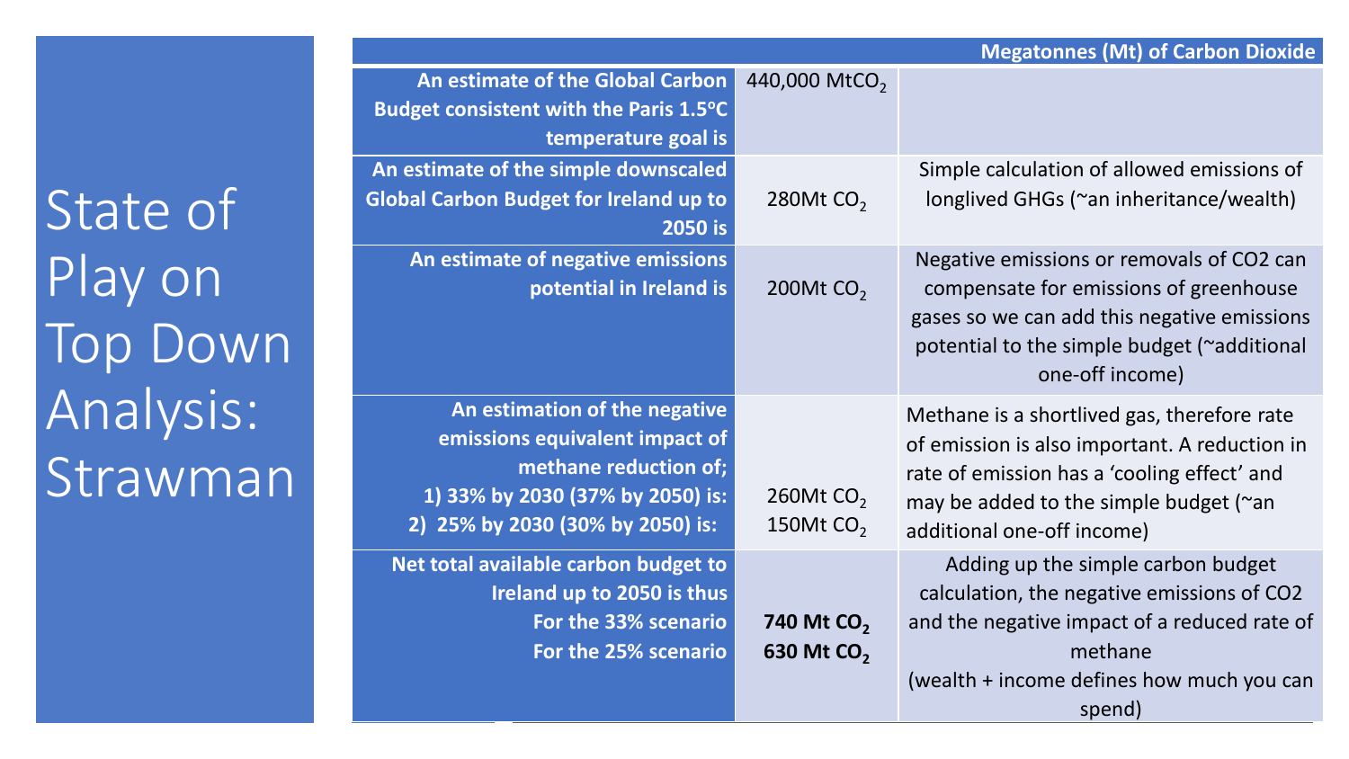# State of Play on Top Down Analysis: Strawman

| | | Megatonnes (Mt) of Carbon Dioxide |
|---|---|---|
| **An estimate of the Global Carbon Budget consistent with the Paris 1.5ºC temperature goal is** | 440,000 Mt$CO_2$ | |
| **An estimate of the simple downscaled Global Carbon Budget for Ireland up to 2050 is** | 280Mt $CO_2$ | Simple calculation of allowed emissions of longlived GHGs (~an inheritance/wealth) |
| **An estimate of negative emissions potential in Ireland is** | 200Mt $CO_2$ | Negative emissions or removals of CO2 can compensate for emissions of greenhouse gases so we can add this negative emissions potential to the simple budget (~additional one-off income) |
| **An estimation of the negative emissions equivalent impact of methane reduction of;**<br>**1) 33% by 2030 (37% by 2050) is:**<br>**2) 25% by 2030 (30% by 2050) is:** | 260Mt $CO_2$<br>150Mt $CO_2$ | Methane is a shortlived gas, therefore rate of emission is also important. A reduction in rate of emission has a 'cooling effect' and may be added to the simple budget (~an additional one-off income) |
| **Net total available carbon budget to Ireland up to 2050 is thus**<br>**For the 33% scenario**<br>**For the 25% scenario** | **740 Mt $CO_2$**<br>**630 Mt $CO_2$** | Adding up the simple carbon budget calculation, the negative emissions of CO2 and the negative impact of a reduced rate of methane<br>(wealth + income defines how much you can spend) |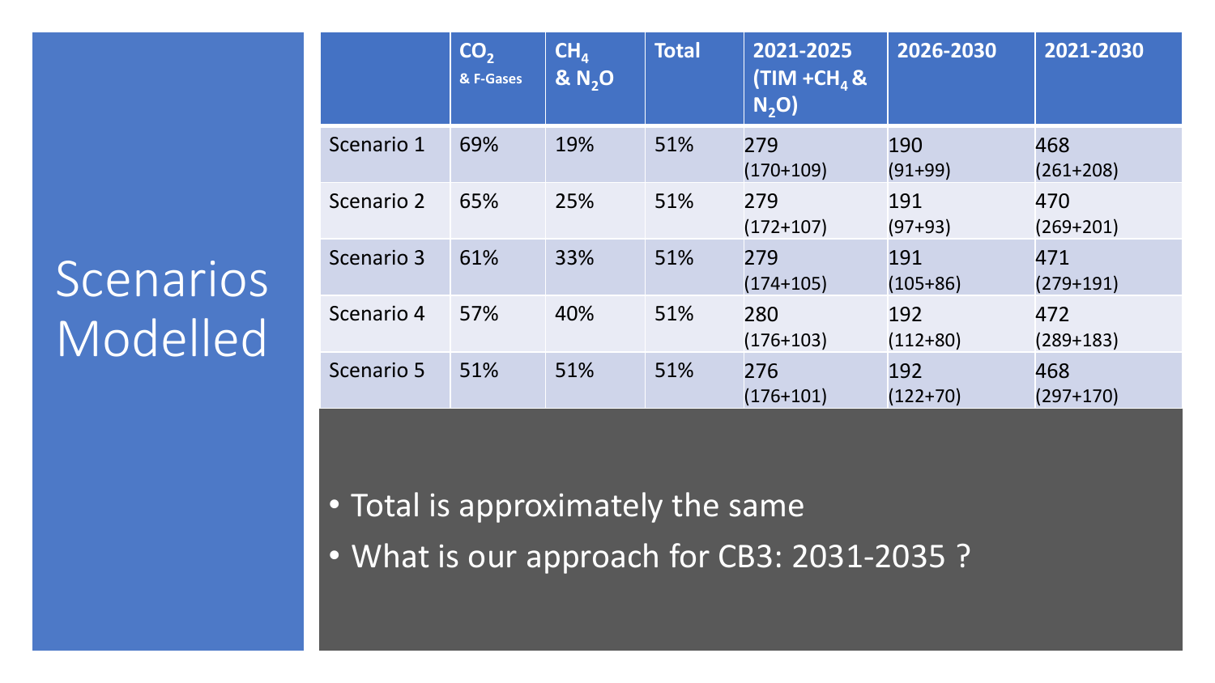# Scenarios Modelled

| | $CO_2$ & F-Gases | $CH_4$ & $N_2O$ | Total | 2021-2025 (TIM + $CH_4$ & $N_2O$) | 2026-2030 | 2021-2030 |
|---|---|---|---|---|---|---|
| Scenario 1 | 69% | 19% | 51% | 279 (170+109) | 190 (91+99) | 468 (261+208) |
| Scenario 2 | 65% | 25% | 51% | 279 (172+107) | 191 (97+93) | 470 (269+201) |
| Scenario 3 | 61% | 33% | 51% | 279 (174+105) | 191 (105+86) | 471 (279+191) |
| Scenario 4 | 57% | 40% | 51% | 280 (176+103) | 192 (112+80) | 472 (289+183) |
| Scenario 5 | 51% | 51% | 51% | 276 (176+101) | 192 (122+70) | 468 (297+170) |

- Total is approximately the same
- What is our approach for CB3: 2031-2035 ?